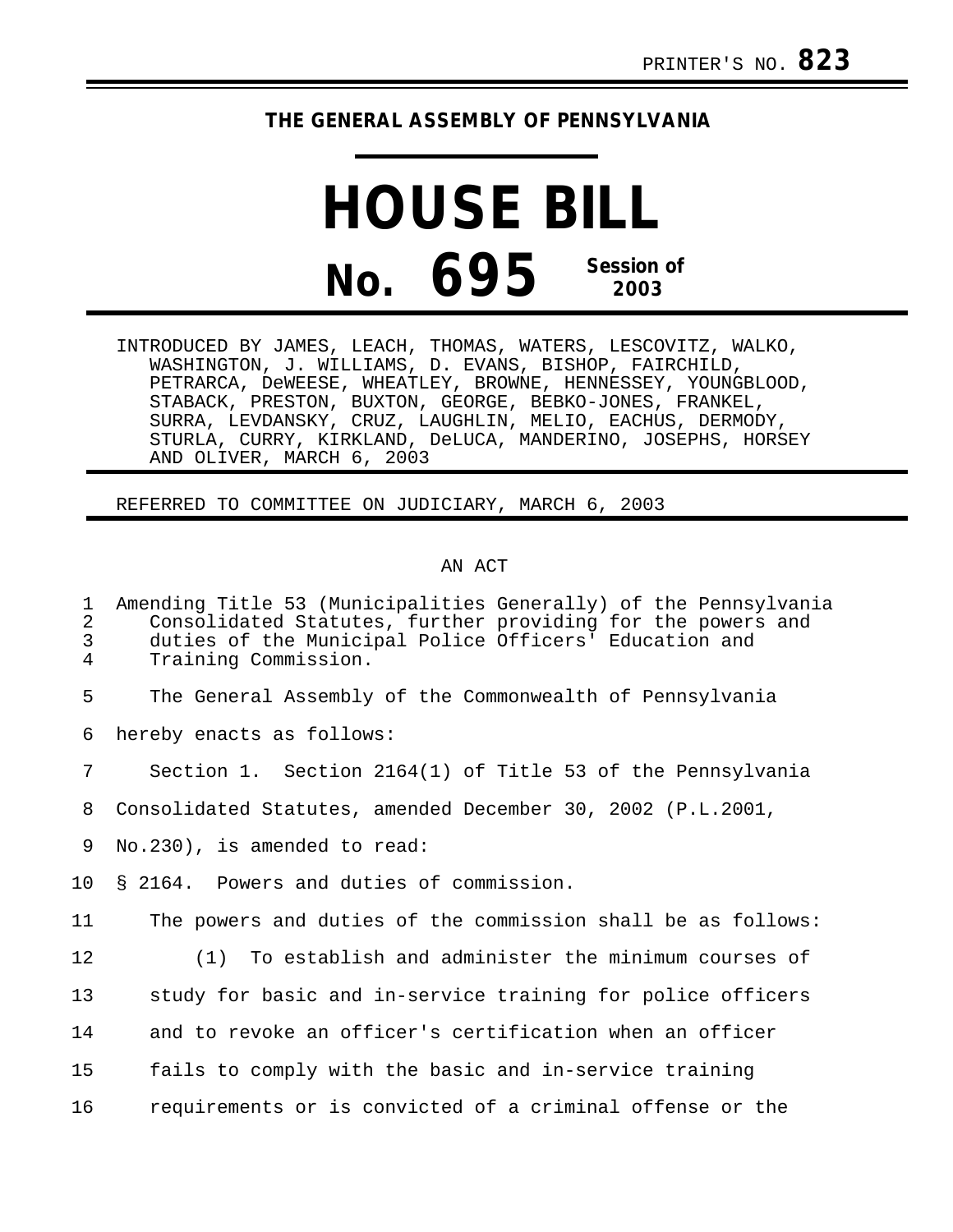PRINTER'S NO. **823**

**THE GENERAL ASSEMBLY OF PENNSYLVANIA**

# HOUSE BILL

# No. 695 Session of 2003

INTRODUCED BY JAMES, LEACH, THOMAS, WATERS, LESCOVITZ, WALKO, WASHINGTON, J. WILLIAMS, D. EVANS, BISHOP, FAIRCHILD, PETRARCA, DeWEESE, WHEATLEY, BROWNE, HENNESSEY, YOUNGBLOOD, STABACK, PRESTON, BUXTON, GEORGE, BEBKO-JONES, FRANKEL, SURRA, LEVDANSKY, CRUZ, LAUGHLIN, MELIO, EACHUS, DERMODY, STURLA, CURRY, KIRKLAND, DeLUCA, MANDERINO, JOSEPHS, HORSEY AND OLIVER, MARCH 6, 2003

REFERRED TO COMMITTEE ON JUDICIARY, MARCH 6, 2003

AN ACT

Amending Title 53 (Municipalities Generally) of the Pennsylvania Consolidated Statutes, further providing for the powers and duties of the Municipal Police Officers' Education and Training Commission.

The General Assembly of the Commonwealth of Pennsylvania hereby enacts as follows:

Section 1. Section 2164(1) of Title 53 of the Pennsylvania Consolidated Statutes, amended December 30, 2002 (P.L.2001, No.230), is amended to read:

§ 2164. Powers and duties of commission.

The powers and duties of the commission shall be as follows:

(1) To establish and administer the minimum courses of study for basic and in-service training for police officers and to revoke an officer's certification when an officer fails to comply with the basic and in-service training requirements or is convicted of a criminal offense or the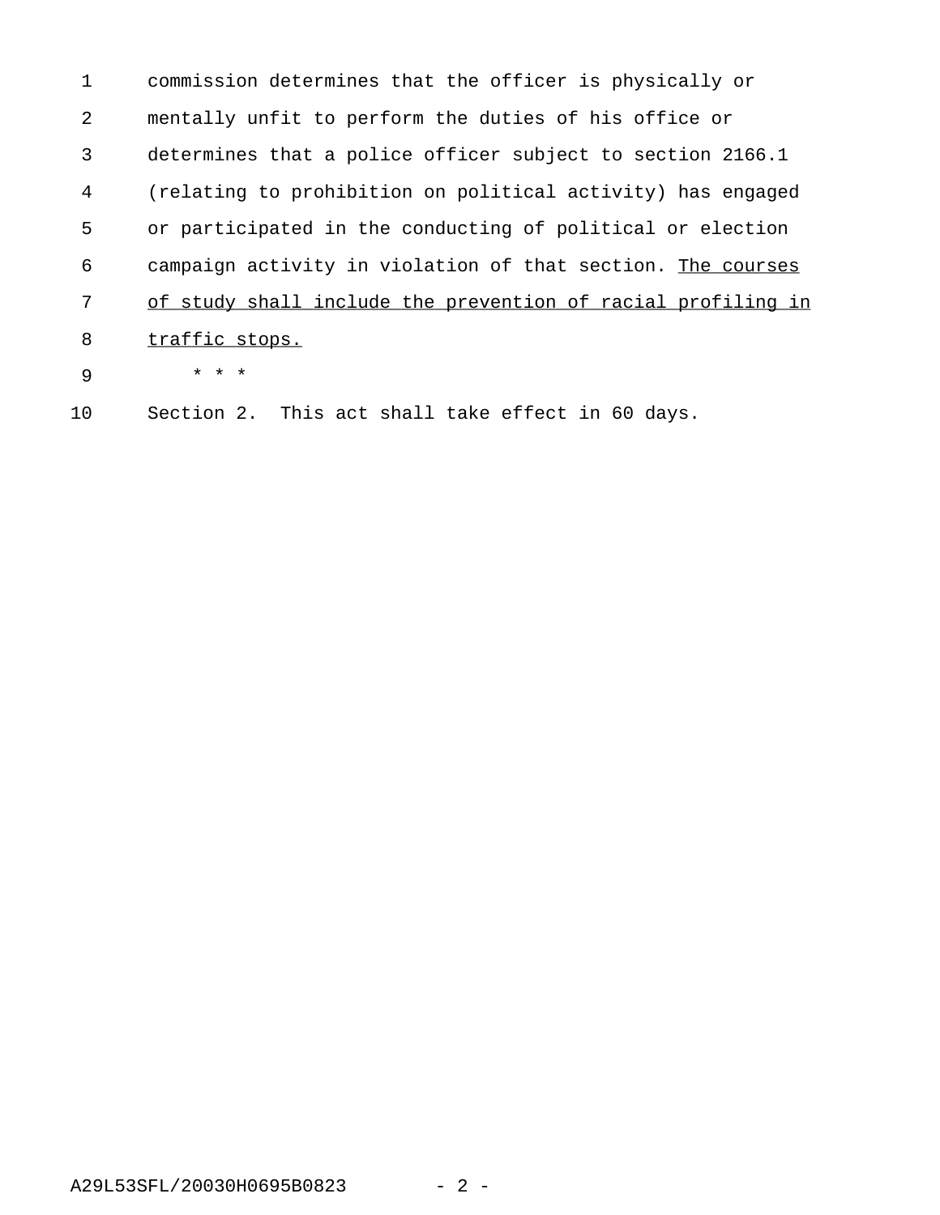commission determines that the officer is physically or mentally unfit to perform the duties of his office or determines that a police officer subject to section 2166.1 (relating to prohibition on political activity) has engaged or participated in the conducting of political or election campaign activity in violation of that section. <u>The courses of study shall include the prevention of racial profiling in traffic stops.</u>

\* \* \*

Section 2. This act shall take effect in 60 days.